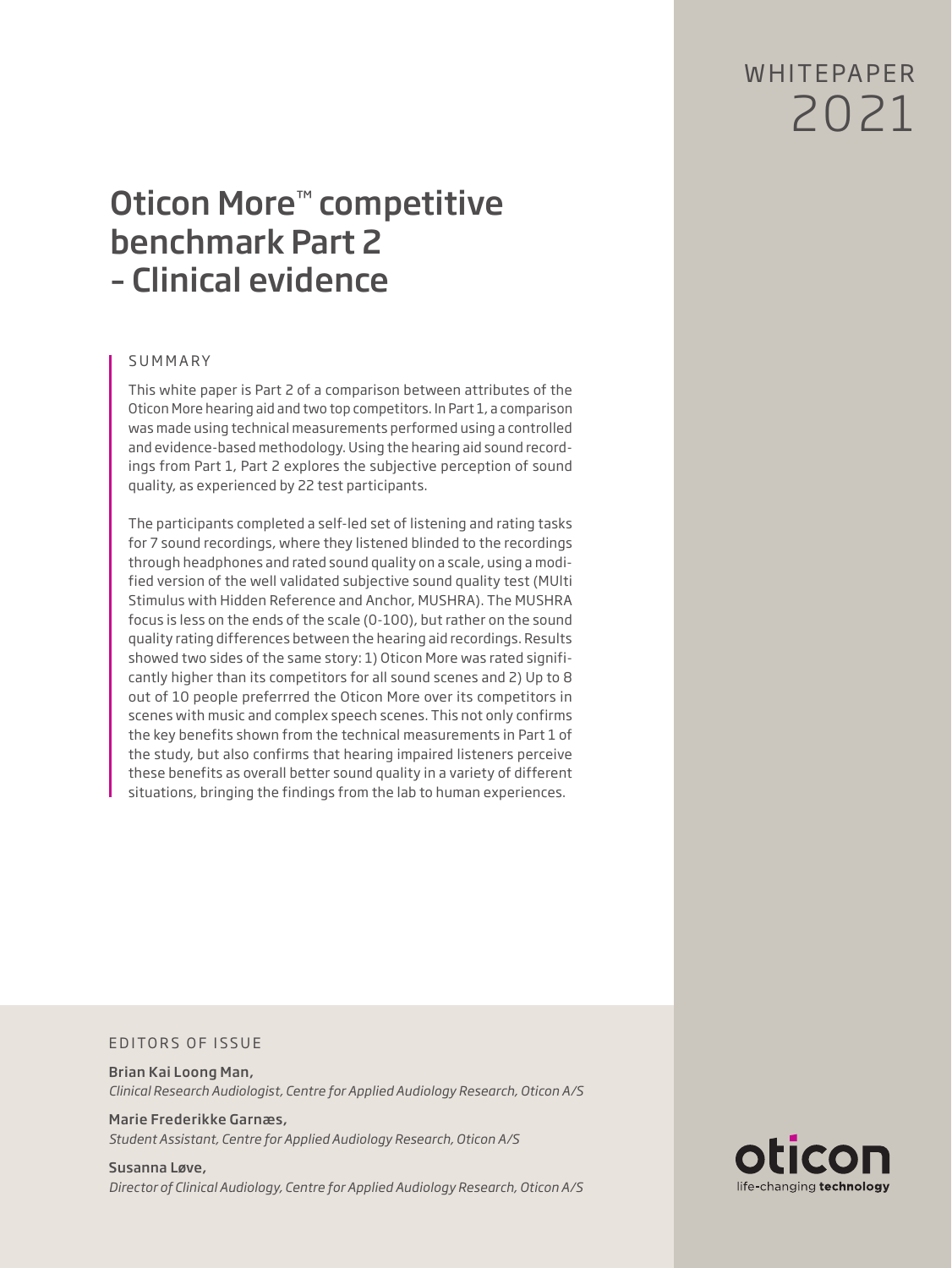WHITEPAPER
2021

# Oticon More™ competitive benchmark Part 2 - Clinical evidence

## SUMMARY

This white paper is Part 2 of a comparison between attributes of the Oticon More hearing aid and two top competitors. In Part 1, a comparison was made using technical measurements performed using a controlled and evidence-based methodology. Using the hearing aid sound recordings from Part 1, Part 2 explores the subjective perception of sound quality, as experienced by 22 test participants.

The participants completed a self-led set of listening and rating tasks for 7 sound recordings, where they listened blinded to the recordings through headphones and rated sound quality on a scale, using a modified version of the well validated subjective sound quality test (MUlti Stimulus with Hidden Reference and Anchor, MUSHRA). The MUSHRA focus is less on the ends of the scale (0-100), but rather on the sound quality rating differences between the hearing aid recordings. Results showed two sides of the same story: 1) Oticon More was rated significantly higher than its competitors for all sound scenes and 2) Up to 8 out of 10 people preferrred the Oticon More over its competitors in scenes with music and complex speech scenes. This not only confirms the key benefits shown from the technical measurements in Part 1 of the study, but also confirms that hearing impaired listeners perceive these benefits as overall better sound quality in a variety of different situations, bringing the findings from the lab to human experiences.

## EDITORS OF ISSUE

Brian Kai Loong Man,
*Clinical Research Audiologist, Centre for Applied Audiology Research, Oticon A/S*

Marie Frederikke Garnæs,
*Student Assistant, Centre for Applied Audiology Research, Oticon A/S*

Susanna Løve,
*Director of Clinical Audiology, Centre for Applied Audiology Research, Oticon A/S*

oticon
life-changing **technology**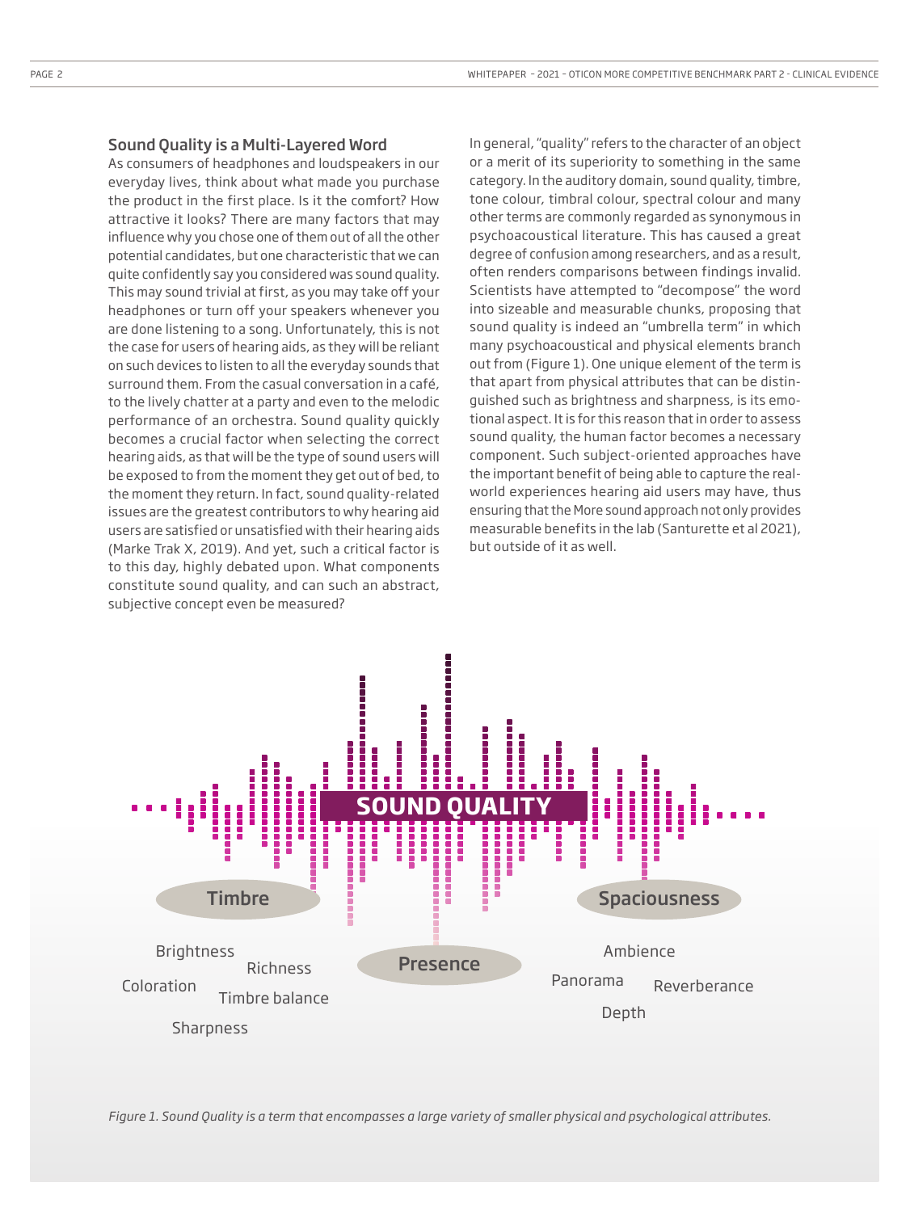## Sound Quality is a Multi-Layered Word

As consumers of headphones and loudspeakers in our everyday lives, think about what made you purchase the product in the first place. Is it the comfort? How attractive it looks? There are many factors that may influence why you chose one of them out of all the other potential candidates, but one characteristic that we can quite confidently say you considered was sound quality. This may sound trivial at first, as you may take off your headphones or turn off your speakers whenever you are done listening to a song. Unfortunately, this is not the case for users of hearing aids, as they will be reliant on such devices to listen to all the everyday sounds that surround them. From the casual conversation in a café, to the lively chatter at a party and even to the melodic performance of an orchestra. Sound quality quickly becomes a crucial factor when selecting the correct hearing aids, as that will be the type of sound users will be exposed to from the moment they get out of bed, to the moment they return. In fact, sound quality-related issues are the greatest contributors to why hearing aid users are satisfied or unsatisfied with their hearing aids (Marke Trak X, 2019). And yet, such a critical factor is to this day, highly debated upon. What components constitute sound quality, and can such an abstract, subjective concept even be measured?

In general, "quality" refers to the character of an object or a merit of its superiority to something in the same category. In the auditory domain, sound quality, timbre, tone colour, timbral colour, spectral colour and many other terms are commonly regarded as synonymous in psychoacoustical literature. This has caused a great degree of confusion among researchers, and as a result, often renders comparisons between findings invalid. Scientists have attempted to "decompose" the word into sizeable and measurable chunks, proposing that sound quality is indeed an "umbrella term" in which many psychoacoustical and physical elements branch out from (Figure 1). One unique element of the term is that apart from physical attributes that can be distinguished such as brightness and sharpness, is its emotional aspect. It is for this reason that in order to assess sound quality, the human factor becomes a necessary component. Such subject-oriented approaches have the important benefit of being able to capture the real-world experiences hearing aid users may have, thus ensuring that the More sound approach not only provides measurable benefits in the lab (Santurette et al 2021), but outside of it as well.

SOUND QUALITY

Timbre: Brightness, Richness, Coloration, Timbre balance, Sharpness

Presence

Spaciousness: Ambience, Panorama, Reverberance, Depth

*Figure 1. Sound Quality is a term that encompasses a large variety of smaller physical and psychological attributes.*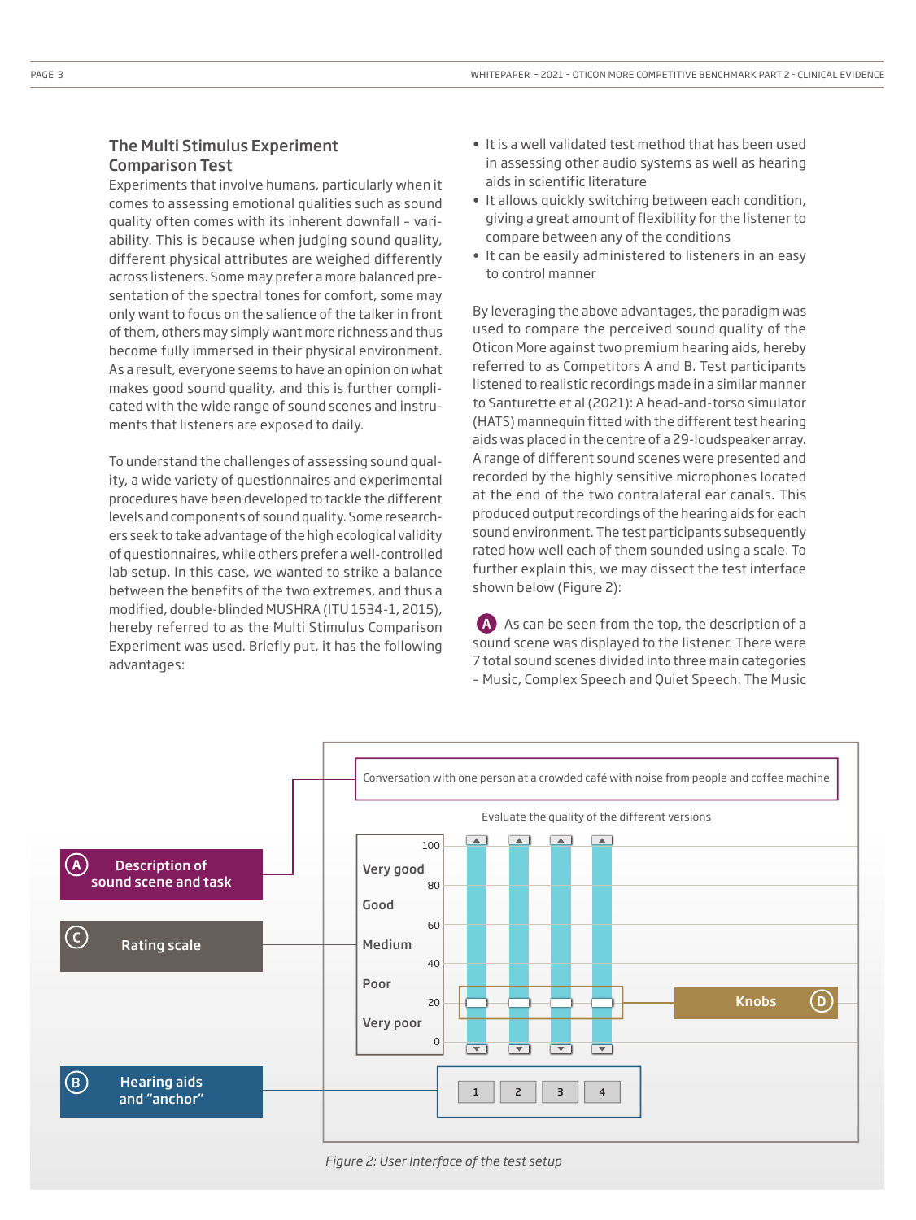## The Multi Stimulus Experiment Comparison Test

Experiments that involve humans, particularly when it comes to assessing emotional qualities such as sound quality often comes with its inherent downfall – variability. This is because when judging sound quality, different physical attributes are weighed differently across listeners. Some may prefer a more balanced presentation of the spectral tones for comfort, some may only want to focus on the salience of the talker in front of them, others may simply want more richness and thus become fully immersed in their physical environment. As a result, everyone seems to have an opinion on what makes good sound quality, and this is further complicated with the wide range of sound scenes and instruments that listeners are exposed to daily.

To understand the challenges of assessing sound quality, a wide variety of questionnaires and experimental procedures have been developed to tackle the different levels and components of sound quality. Some researchers seek to take advantage of the high ecological validity of questionnaires, while others prefer a well-controlled lab setup. In this case, we wanted to strike a balance between the benefits of the two extremes, and thus a modified, double-blinded MUSHRA (ITU 1534-1, 2015), hereby referred to as the Multi Stimulus Comparison Experiment was used. Briefly put, it has the following advantages:

- It is a well validated test method that has been used in assessing other audio systems as well as hearing aids in scientific literature
- It allows quickly switching between each condition, giving a great amount of flexibility for the listener to compare between any of the conditions
- It can be easily administered to listeners in an easy to control manner

By leveraging the above advantages, the paradigm was used to compare the perceived sound quality of the Oticon More against two premium hearing aids, hereby referred to as Competitors A and B. Test participants listened to realistic recordings made in a similar manner to Santurette et al (2021): A head-and-torso simulator (HATS) mannequin fitted with the different test hearing aids was placed in the centre of a 29-loudspeaker array. A range of different sound scenes were presented and recorded by the highly sensitive microphones located at the end of the two contralateral ear canals. This produced output recordings of the hearing aids for each sound environment. The test participants subsequently rated how well each of them sounded using a scale. To further explain this, we may dissect the test interface shown below (Figure 2):

**(A)** As can be seen from the top, the description of a sound scene was displayed to the listener. There were 7 total sound scenes divided into three main categories – Music, Complex Speech and Quiet Speech. The Music

*Figure 2: User Interface of the test setup*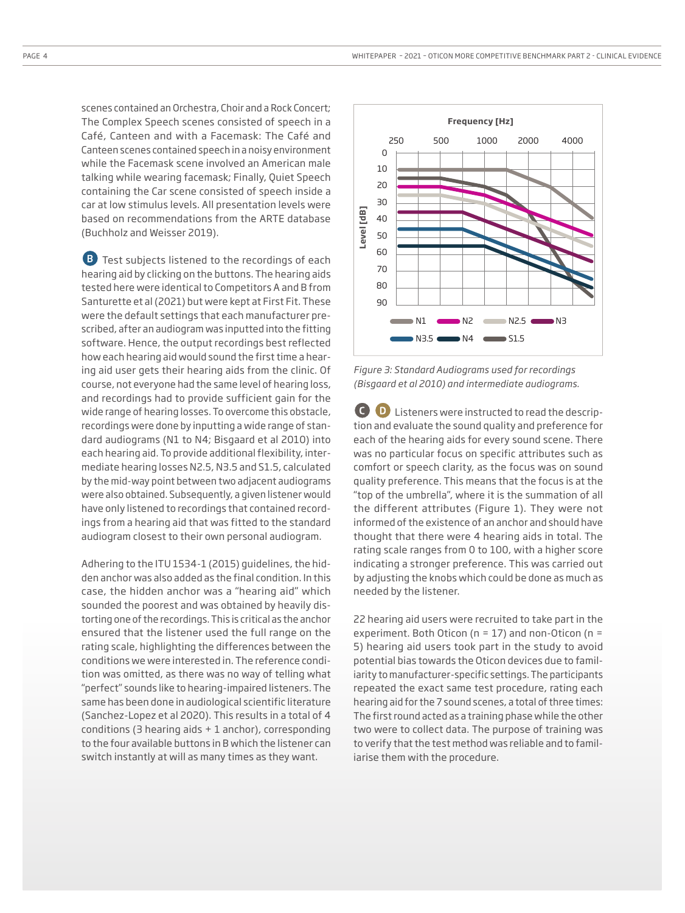scenes contained an Orchestra, Choir and a Rock Concert; The Complex Speech scenes consisted of speech in a Café, Canteen and with a Facemask: The Café and Canteen scenes contained speech in a noisy environment while the Facemask scene involved an American male talking while wearing facemask; Finally, Quiet Speech containing the Car scene consisted of speech inside a car at low stimulus levels. All presentation levels were based on recommendations from the ARTE database (Buchholz and Weisser 2019).

**B** Test subjects listened to the recordings of each hearing aid by clicking on the buttons. The hearing aids tested here were identical to Competitors A and B from Santurette et al (2021) but were kept at First Fit. These were the default settings that each manufacturer prescribed, after an audiogram was inputted into the fitting software. Hence, the output recordings best reflected how each hearing aid would sound the first time a hearing aid user gets their hearing aids from the clinic. Of course, not everyone had the same level of hearing loss, and recordings had to provide sufficient gain for the wide range of hearing losses. To overcome this obstacle, recordings were done by inputting a wide range of standard audiograms (N1 to N4; Bisgaard et al 2010) into each hearing aid. To provide additional flexibility, intermediate hearing losses N2.5, N3.5 and S1.5, calculated by the mid-way point between two adjacent audiograms were also obtained. Subsequently, a given listener would have only listened to recordings that contained recordings from a hearing aid that was fitted to the standard audiogram closest to their own personal audiogram.

Adhering to the ITU 1534-1 (2015) guidelines, the hidden anchor was also added as the final condition. In this case, the hidden anchor was a "hearing aid" which sounded the poorest and was obtained by heavily distorting one of the recordings. This is critical as the anchor ensured that the listener used the full range on the rating scale, highlighting the differences between the conditions we were interested in. The reference condition was omitted, as there was no way of telling what "perfect" sounds like to hearing-impaired listeners. The same has been done in audiological scientific literature (Sanchez-Lopez et al 2020). This results in a total of 4 conditions (3 hearing aids + 1 anchor), corresponding to the four available buttons in B which the listener can switch instantly at will as many times as they want.

*Figure 3: Standard Audiograms used for recordings (Bisgaard et al 2010) and intermediate audiograms.*

**C** **D** Listeners were instructed to read the description and evaluate the sound quality and preference for each of the hearing aids for every sound scene. There was no particular focus on specific attributes such as comfort or speech clarity, as the focus was on sound quality preference. This means that the focus is at the "top of the umbrella", where it is the summation of all the different attributes (Figure 1). They were not informed of the existence of an anchor and should have thought that there were 4 hearing aids in total. The rating scale ranges from 0 to 100, with a higher score indicating a stronger preference. This was carried out by adjusting the knobs which could be done as much as needed by the listener.

22 hearing aid users were recruited to take part in the experiment. Both Oticon (n = 17) and non-Oticon (n = 5) hearing aid users took part in the study to avoid potential bias towards the Oticon devices due to familiarity to manufacturer-specific settings. The participants repeated the exact same test procedure, rating each hearing aid for the 7 sound scenes, a total of three times: The first round acted as a training phase while the other two were to collect data. The purpose of training was to verify that the test method was reliable and to familiarise them with the procedure.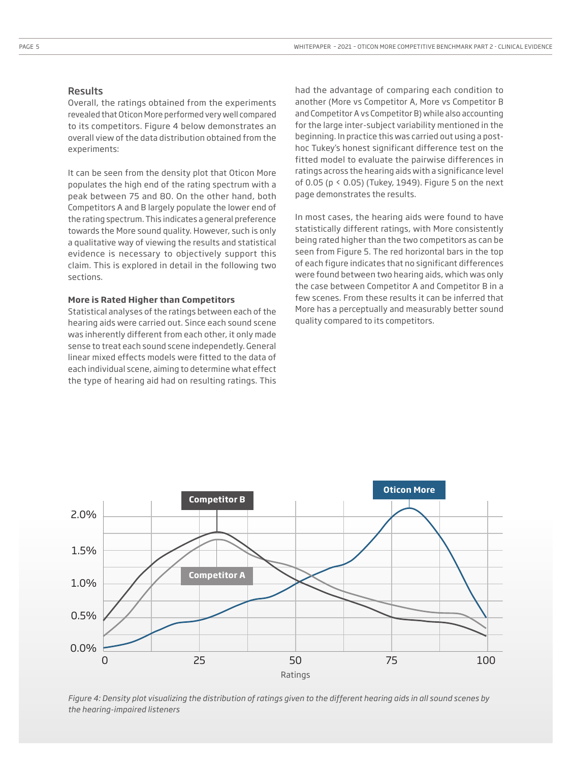## Results

Overall, the ratings obtained from the experiments revealed that Oticon More performed very well compared to its competitors. Figure 4 below demonstrates an overall view of the data distribution obtained from the experiments:

It can be seen from the density plot that Oticon More populates the high end of the rating spectrum with a peak between 75 and 80. On the other hand, both Competitors A and B largely populate the lower end of the rating spectrum. This indicates a general preference towards the More sound quality. However, such is only a qualitative way of viewing the results and statistical evidence is necessary to objectively support this claim. This is explored in detail in the following two sections.

**More is Rated Higher than Competitors**

Statistical analyses of the ratings between each of the hearing aids were carried out. Since each sound scene was inherently different from each other, it only made sense to treat each sound scene independetly. General linear mixed effects models were fitted to the data of each individual scene, aiming to determine what effect the type of hearing aid had on resulting ratings. This had the advantage of comparing each condition to another (More vs Competitor A, More vs Competitor B and Competitor A vs Competitor B) while also accounting for the large inter-subject variability mentioned in the beginning. In practice this was carried out using a post-hoc Tukey's honest significant difference test on the fitted model to evaluate the pairwise differences in ratings across the hearing aids with a significance level of 0.05 ($p < 0.05$) (Tukey, 1949). Figure 5 on the next page demonstrates the results.

In most cases, the hearing aids were found to have statistically different ratings, with More consistently being rated higher than the two competitors as can be seen from Figure 5. The red horizontal bars in the top of each figure indicates that no significant differences were found between two hearing aids, which was only the case between Competitor A and Competitor B in a few scenes. From these results it can be inferred that More has a perceptually and measurably better sound quality compared to its competitors.

*Figure 4: Density plot visualizing the distribution of ratings given to the different hearing aids in all sound scenes by the hearing-impaired listeners*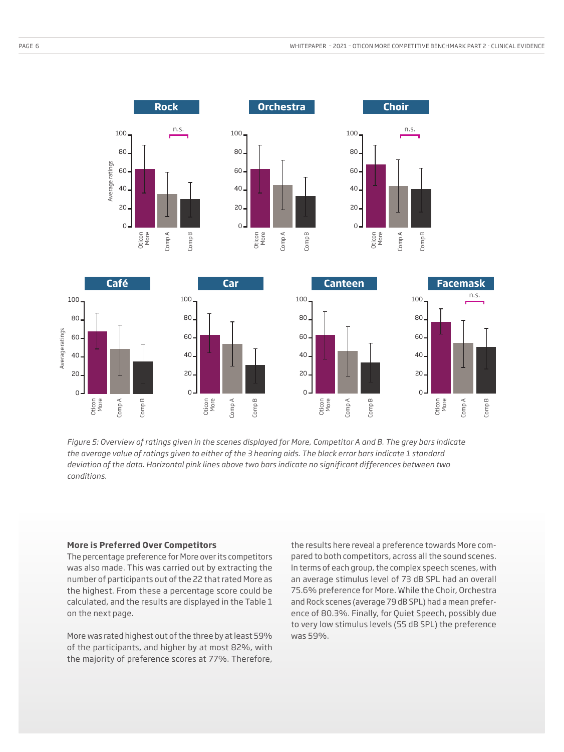Figure 5: Overview of ratings given in the scenes displayed for More, Competitor A and B. The grey bars indicate the average value of ratings given to either of the 3 hearing aids. The black error bars indicate 1 standard deviation of the data. Horizontal pink lines above two bars indicate no significant differences between two conditions.

### More is Preferred Over Competitors

The percentage preference for More over its competitors was also made. This was carried out by extracting the number of participants out of the 22 that rated More as the highest. From these a percentage score could be calculated, and the results are displayed in the Table 1 on the next page.

More was rated highest out of the three by at least 59% of the participants, and higher by at most 82%, with the majority of preference scores at 77%. Therefore, the results here reveal a preference towards More compared to both competitors, across all the sound scenes. In terms of each group, the complex speech scenes, with an average stimulus level of 73 dB SPL had an overall 75.6% preference for More. While the Choir, Orchestra and Rock scenes (average 79 dB SPL) had a mean preference of 80.3%. Finally, for Quiet Speech, possibly due to very low stimulus levels (55 dB SPL) the preference was 59%.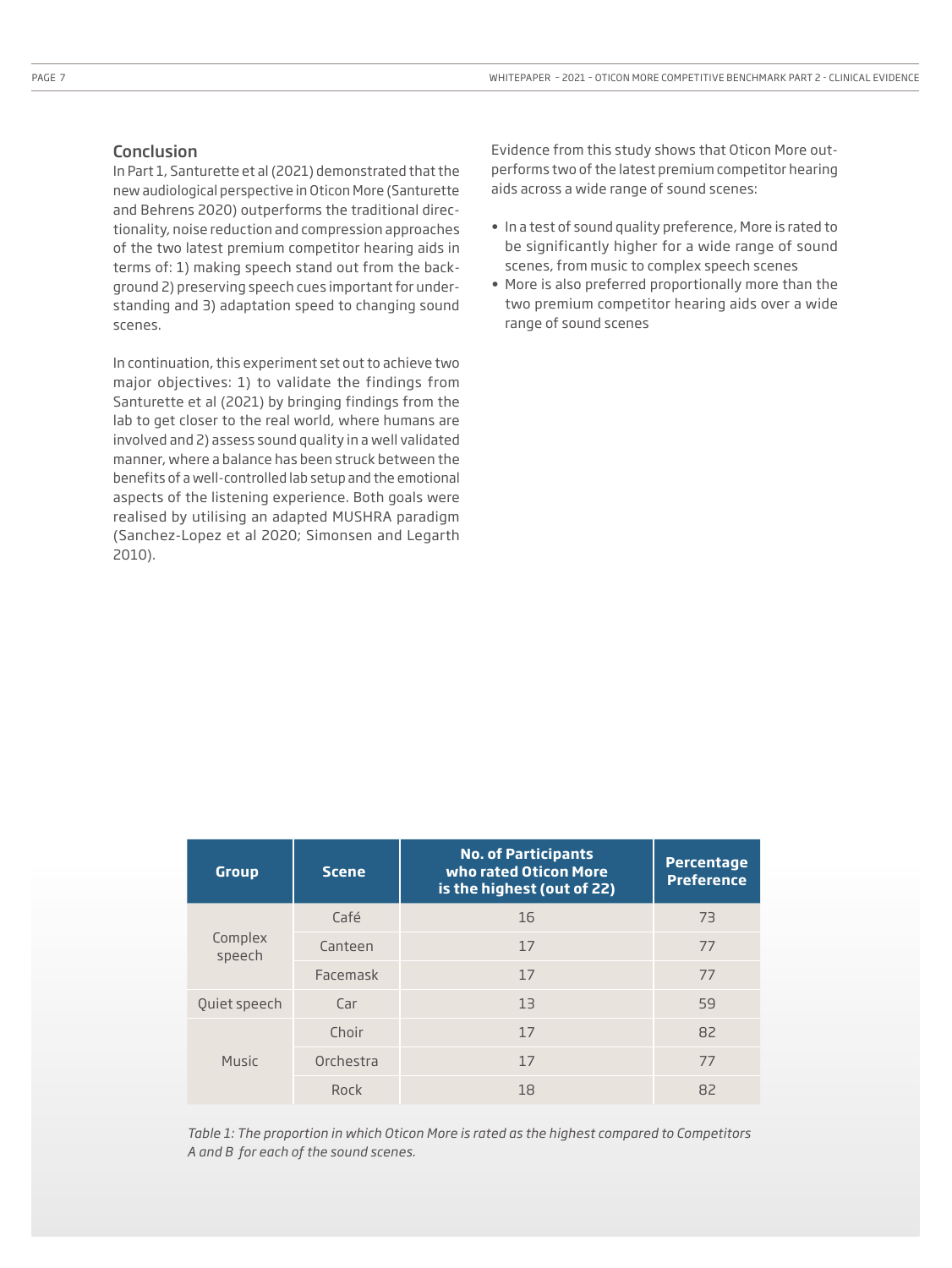## Conclusion

In Part 1, Santurette et al (2021) demonstrated that the new audiological perspective in Oticon More (Santurette and Behrens 2020) outperforms the traditional directionality, noise reduction and compression approaches of the two latest premium competitor hearing aids in terms of: 1) making speech stand out from the background 2) preserving speech cues important for understanding and 3) adaptation speed to changing sound scenes.

In continuation, this experiment set out to achieve two major objectives: 1) to validate the findings from Santurette et al (2021) by bringing findings from the lab to get closer to the real world, where humans are involved and 2) assess sound quality in a well validated manner, where a balance has been struck between the benefits of a well-controlled lab setup and the emotional aspects of the listening experience. Both goals were realised by utilising an adapted MUSHRA paradigm (Sanchez-Lopez et al 2020; Simonsen and Legarth 2010).

Evidence from this study shows that Oticon More outperforms two of the latest premium competitor hearing aids across a wide range of sound scenes:

- In a test of sound quality preference, More is rated to be significantly higher for a wide range of sound scenes, from music to complex speech scenes
- More is also preferred proportionally more than the two premium competitor hearing aids over a wide range of sound scenes

| Group | Scene | No. of Participants who rated Oticon More is the highest (out of 22) | Percentage Preference |
|---|---|---|---|
| Complex speech | Café | 16 | 73 |
| | Canteen | 17 | 77 |
| | Facemask | 17 | 77 |
| Quiet speech | Car | 13 | 59 |
| Music | Choir | 17 | 82 |
| | Orchestra | 17 | 77 |
| | Rock | 18 | 82 |

*Table 1: The proportion in which Oticon More is rated as the highest compared to Competitors A and B for each of the sound scenes.*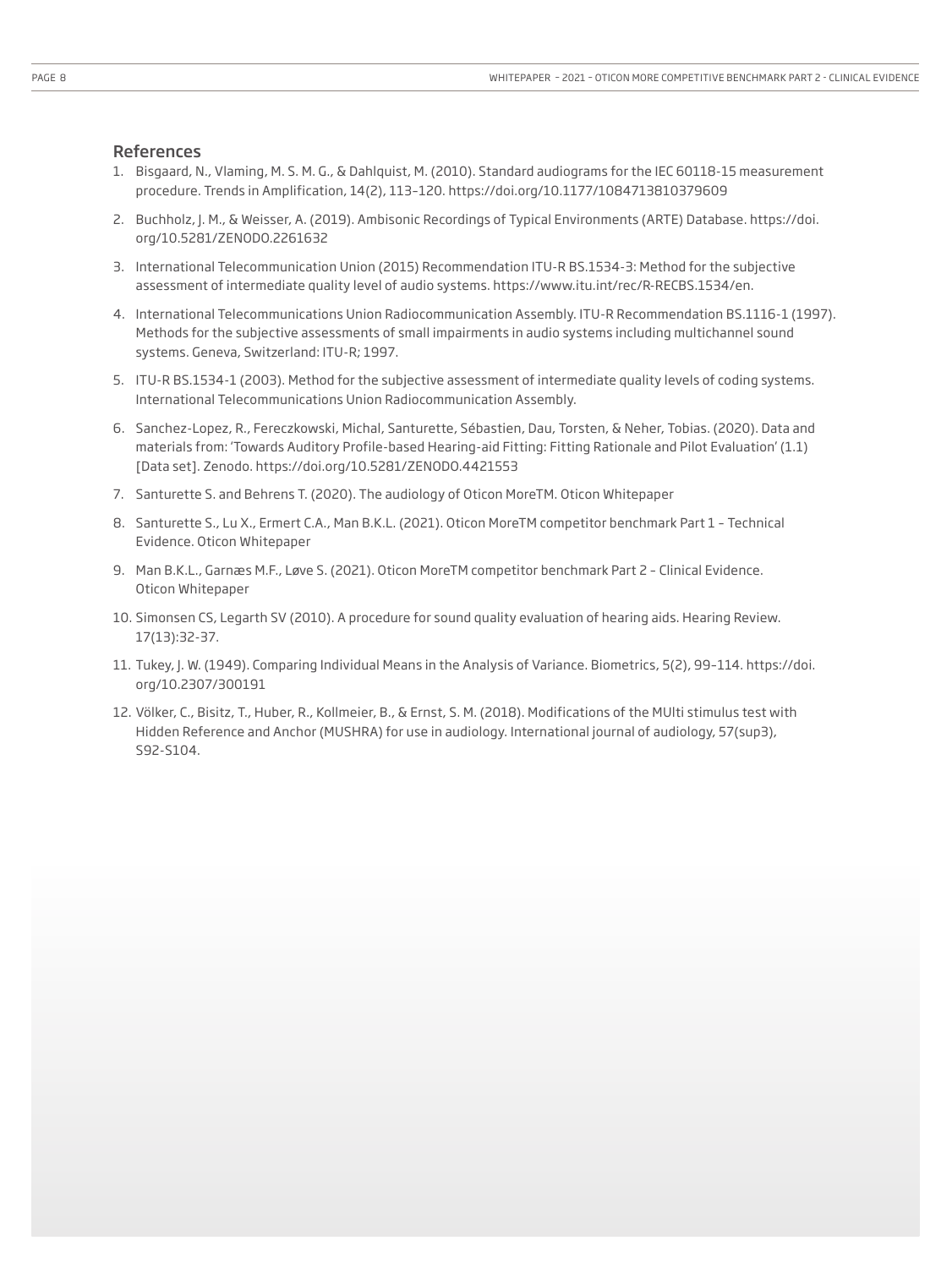## References

1. Bisgaard, N., Vlaming, M. S. M. G., & Dahlquist, M. (2010). Standard audiograms for the IEC 60118-15 measurement procedure. Trends in Amplification, 14(2), 113–120. https://doi.org/10.1177/1084713810379609
2. Buchholz, J. M., & Weisser, A. (2019). Ambisonic Recordings of Typical Environments (ARTE) Database. https://doi.org/10.5281/ZENODO.2261632
3. International Telecommunication Union (2015) Recommendation ITU-R BS.1534-3: Method for the subjective assessment of intermediate quality level of audio systems. https://www.itu.int/rec/R-RECBS.1534/en.
4. International Telecommunications Union Radiocommunication Assembly. ITU-R Recommendation BS.1116-1 (1997). Methods for the subjective assessments of small impairments in audio systems including multichannel sound systems. Geneva, Switzerland: ITU-R; 1997.
5. ITU-R BS.1534-1 (2003). Method for the subjective assessment of intermediate quality levels of coding systems. International Telecommunications Union Radiocommunication Assembly.
6. Sanchez-Lopez, R., Fereczkowski, Michal, Santurette, Sébastien, Dau, Torsten, & Neher, Tobias. (2020). Data and materials from: 'Towards Auditory Profile-based Hearing-aid Fitting: Fitting Rationale and Pilot Evaluation' (1.1) [Data set]. Zenodo. https://doi.org/10.5281/ZENODO.4421553
7. Santurette S. and Behrens T. (2020). The audiology of Oticon MoreTM. Oticon Whitepaper
8. Santurette S., Lu X., Ermert C.A., Man B.K.L. (2021). Oticon MoreTM competitor benchmark Part 1 – Technical Evidence. Oticon Whitepaper
9. Man B.K.L., Garnæs M.F., Løve S. (2021). Oticon MoreTM competitor benchmark Part 2 – Clinical Evidence. Oticon Whitepaper
10. Simonsen CS, Legarth SV (2010). A procedure for sound quality evaluation of hearing aids. Hearing Review. 17(13):32-37.
11. Tukey, J. W. (1949). Comparing Individual Means in the Analysis of Variance. Biometrics, 5(2), 99–114. https://doi.org/10.2307/300191
12. Völker, C., Bisitz, T., Huber, R., Kollmeier, B., & Ernst, S. M. (2018). Modifications of the MUlti stimulus test with Hidden Reference and Anchor (MUSHRA) for use in audiology. International journal of audiology, 57(sup3), S92-S104.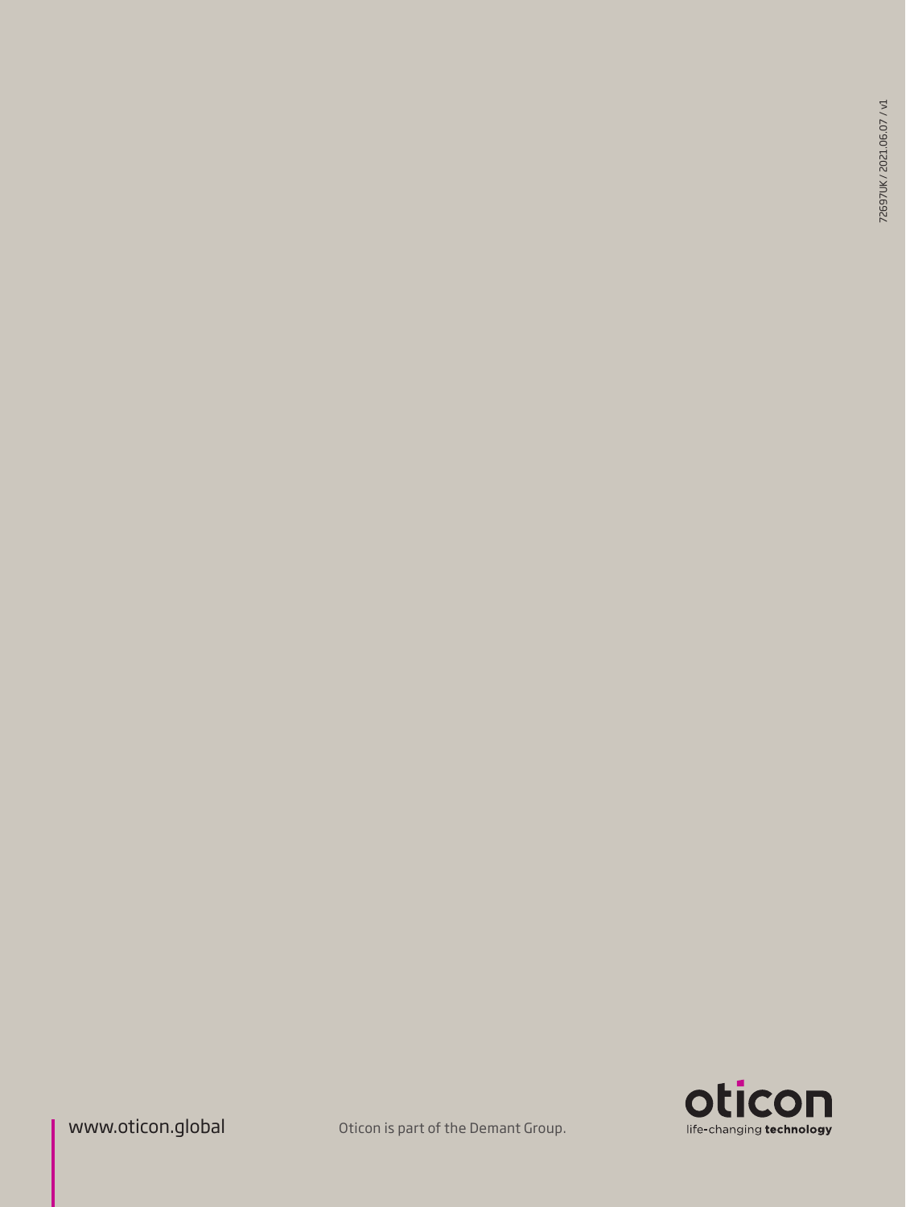72697UK / 2021.06.07 / v1

www.oticon.global

Oticon is part of the Demant Group.

oticon
life-changing **technology**